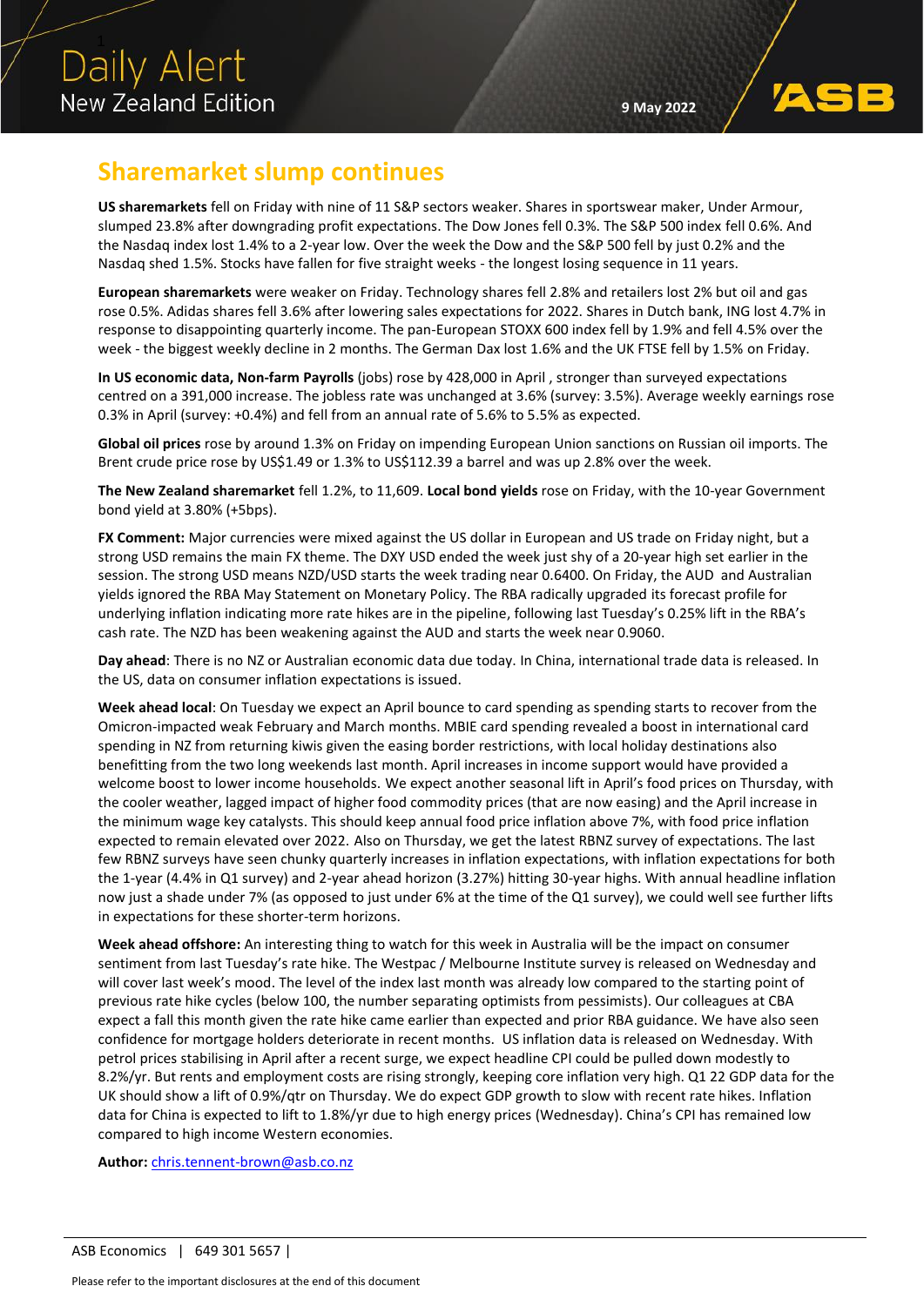Daily Alert
New Zealand Edition

9 May 2022

# Sharemarket slump continues

**US sharemarkets** fell on Friday with nine of 11 S&P sectors weaker. Shares in sportswear maker, Under Armour, slumped 23.8% after downgrading profit expectations. The Dow Jones fell 0.3%. The S&P 500 index fell 0.6%. And the Nasdaq index lost 1.4% to a 2-year low. Over the week the Dow and the S&P 500 fell by just 0.2% and the Nasdaq shed 1.5%. Stocks have fallen for five straight weeks - the longest losing sequence in 11 years.

**European sharemarkets** were weaker on Friday. Technology shares fell 2.8% and retailers lost 2% but oil and gas rose 0.5%. Adidas shares fell 3.6% after lowering sales expectations for 2022. Shares in Dutch bank, ING lost 4.7% in response to disappointing quarterly income. The pan-European STOXX 600 index fell by 1.9% and fell 4.5% over the week - the biggest weekly decline in 2 months. The German Dax lost 1.6% and the UK FTSE fell by 1.5% on Friday.

**In US economic data, Non-farm Payrolls** (jobs) rose by 428,000 in April , stronger than surveyed expectations centred on a 391,000 increase. The jobless rate was unchanged at 3.6% (survey: 3.5%). Average weekly earnings rose 0.3% in April (survey: +0.4%) and fell from an annual rate of 5.6% to 5.5% as expected.

**Global oil prices** rose by around 1.3% on Friday on impending European Union sanctions on Russian oil imports. The Brent crude price rose by US$1.49 or 1.3% to US$112.39 a barrel and was up 2.8% over the week.

**The New Zealand sharemarket** fell 1.2%, to 11,609. **Local bond yields** rose on Friday, with the 10-year Government bond yield at 3.80% (+5bps).

**FX Comment:** Major currencies were mixed against the US dollar in European and US trade on Friday night, but a strong USD remains the main FX theme. The DXY USD ended the week just shy of a 20-year high set earlier in the session. The strong USD means NZD/USD starts the week trading near 0.6400. On Friday, the AUD and Australian yields ignored the RBA May Statement on Monetary Policy. The RBA radically upgraded its forecast profile for underlying inflation indicating more rate hikes are in the pipeline, following last Tuesday's 0.25% lift in the RBA's cash rate. The NZD has been weakening against the AUD and starts the week near 0.9060.

**Day ahead**: There is no NZ or Australian economic data due today. In China, international trade data is released. In the US, data on consumer inflation expectations is issued.

**Week ahead local**: On Tuesday we expect an April bounce to card spending as spending starts to recover from the Omicron-impacted weak February and March months. MBIE card spending revealed a boost in international card spending in NZ from returning kiwis given the easing border restrictions, with local holiday destinations also benefitting from the two long weekends last month. April increases in income support would have provided a welcome boost to lower income households. We expect another seasonal lift in April's food prices on Thursday, with the cooler weather, lagged impact of higher food commodity prices (that are now easing) and the April increase in the minimum wage key catalysts. This should keep annual food price inflation above 7%, with food price inflation expected to remain elevated over 2022. Also on Thursday, we get the latest RBNZ survey of expectations. The last few RBNZ surveys have seen chunky quarterly increases in inflation expectations, with inflation expectations for both the 1-year (4.4% in Q1 survey) and 2-year ahead horizon (3.27%) hitting 30-year highs. With annual headline inflation now just a shade under 7% (as opposed to just under 6% at the time of the Q1 survey), we could well see further lifts in expectations for these shorter-term horizons.

**Week ahead offshore:** An interesting thing to watch for this week in Australia will be the impact on consumer sentiment from last Tuesday's rate hike. The Westpac / Melbourne Institute survey is released on Wednesday and will cover last week's mood. The level of the index last month was already low compared to the starting point of previous rate hike cycles (below 100, the number separating optimists from pessimists). Our colleagues at CBA expect a fall this month given the rate hike came earlier than expected and prior RBA guidance. We have also seen confidence for mortgage holders deteriorate in recent months. US inflation data is released on Wednesday. With petrol prices stabilising in April after a recent surge, we expect headline CPI could be pulled down modestly to 8.2%/yr. But rents and employment costs are rising strongly, keeping core inflation very high. Q1 22 GDP data for the UK should show a lift of 0.9%/qtr on Thursday. We do expect GDP growth to slow with recent rate hikes. Inflation data for China is expected to lift to 1.8%/yr due to high energy prices (Wednesday). China's CPI has remained low compared to high income Western economies.

**Author:** chris.tennent-brown@asb.co.nz

ASB Economics | 649 301 5657 |

Please refer to the important disclosures at the end of this document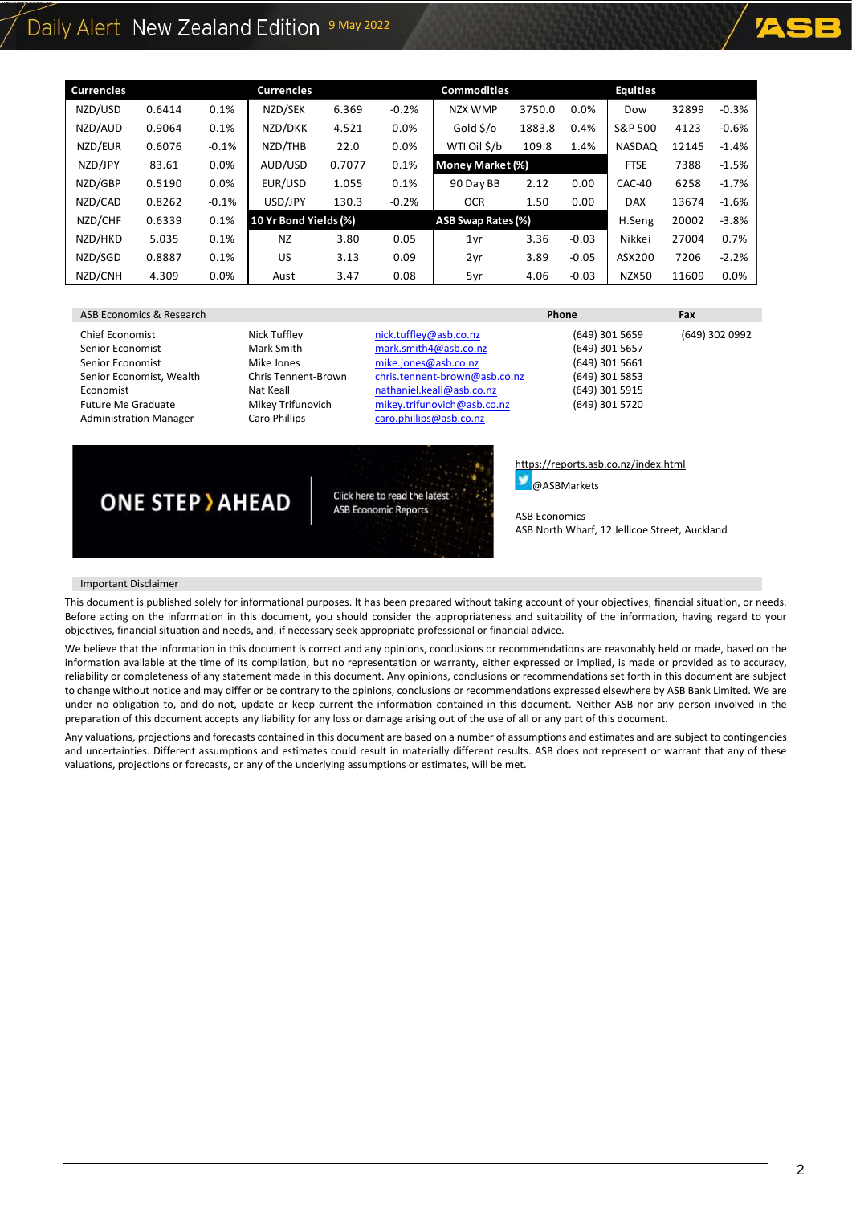| Currencies | | | Currencies | | | Commodities | | | Equities | | |
|---|---|---|---|---|---|---|---|---|---|---|---|
| NZD/USD | 0.6414 | 0.1% | NZD/SEK | 6.369 | -0.2% | NZX WMP | 3750.0 | 0.0% | Dow | 32899 | -0.3% |
| NZD/AUD | 0.9064 | 0.1% | NZD/DKK | 4.521 | 0.0% | Gold $/o | 1883.8 | 0.4% | S&P 500 | 4123 | -0.6% |
| NZD/EUR | 0.6076 | -0.1% | NZD/THB | 22.0 | 0.0% | WTI Oil $/b | 109.8 | 1.4% | NASDAQ | 12145 | -1.4% |
| NZD/JPY | 83.61 | 0.0% | AUD/USD | 0.7077 | 0.1% | **Money Market (%)** | | | FTSE | 7388 | -1.5% |
| NZD/GBP | 0.5190 | 0.0% | EUR/USD | 1.055 | 0.1% | 90 Day BB | 2.12 | 0.00 | CAC-40 | 6258 | -1.7% |
| NZD/CAD | 0.8262 | -0.1% | USD/JPY | 130.3 | -0.2% | OCR | 1.50 | 0.00 | DAX | 13674 | -1.6% |
| NZD/CHF | 0.6339 | 0.1% | **10 Yr Bond Yields (%)** | | | **ASB Swap Rates (%)** | | | H.Seng | 20002 | -3.8% |
| NZD/HKD | 5.035 | 0.1% | NZ | 3.80 | 0.05 | 1yr | 3.36 | -0.03 | Nikkei | 27004 | 0.7% |
| NZD/SGD | 0.8887 | 0.1% | US | 3.13 | 0.09 | 2yr | 3.89 | -0.05 | ASX200 | 7206 | -2.2% |
| NZD/CNH | 4.309 | 0.0% | Aust | 3.47 | 0.08 | 5yr | 4.06 | -0.03 | NZX50 | 11609 | 0.0% |

| ASB Economics & Research | | | Phone | Fax |
|---|---|---|---|---|
| Chief Economist | Nick Tuffley | nick.tuffley@asb.co.nz | (649) 301 5659 | (649) 302 0992 |
| Senior Economist | Mark Smith | mark.smith4@asb.co.nz | (649) 301 5657 | |
| Senior Economist | Mike Jones | mike.jones@asb.co.nz | (649) 301 5661 | |
| Senior Economist, Wealth | Chris Tennent-Brown | chris.tennent-brown@asb.co.nz | (649) 301 5853 | |
| Economist | Nat Keall | nathaniel.keall@asb.co.nz | (649) 301 5915 | |
| Future Me Graduate | Mikey Trifunovich | mikey.trifunovich@asb.co.nz | (649) 301 5720 | |
| Administration Manager | Caro Phillips | caro.phillips@asb.co.nz | | |

ONE STEP ❯ AHEAD

Click here to read the latest ASB Economic Reports

https://reports.asb.co.nz/index.html

@ASBMarkets

ASB Economics
ASB North Wharf, 12 Jellicoe Street, Auckland

## Important Disclaimer

This document is published solely for informational purposes. It has been prepared without taking account of your objectives, financial situation, or needs. Before acting on the information in this document, you should consider the appropriateness and suitability of the information, having regard to your objectives, financial situation and needs, and, if necessary seek appropriate professional or financial advice.

We believe that the information in this document is correct and any opinions, conclusions or recommendations are reasonably held or made, based on the information available at the time of its compilation, but no representation or warranty, either expressed or implied, is made or provided as to accuracy, reliability or completeness of any statement made in this document. Any opinions, conclusions or recommendations set forth in this document are subject to change without notice and may differ or be contrary to the opinions, conclusions or recommendations expressed elsewhere by ASB Bank Limited. We are under no obligation to, and do not, update or keep current the information contained in this document. Neither ASB nor any person involved in the preparation of this document accepts any liability for any loss or damage arising out of the use of all or any part of this document.

Any valuations, projections and forecasts contained in this document are based on a number of assumptions and estimates and are subject to contingencies and uncertainties. Different assumptions and estimates could result in materially different results. ASB does not represent or warrant that any of these valuations, projections or forecasts, or any of the underlying assumptions or estimates, will be met.